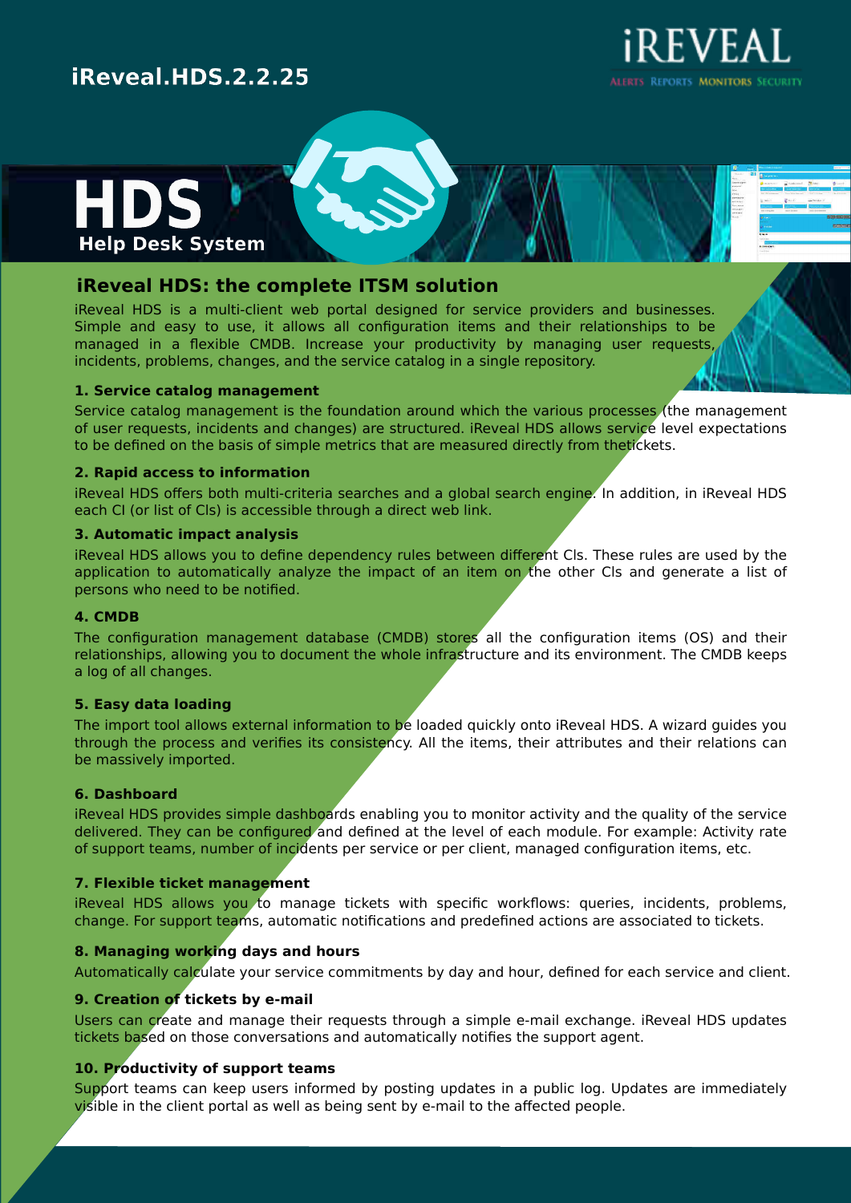iReveal.HDS.2.2.25

iREVEAL

ALERTS REPORTS MONITORS SECURITY

# HDS

Help Desk System

## iReveal HDS: the complete ITSM solution

iReveal HDS is a multi-client web portal designed for service providers and businesses. Simple and easy to use, it allows all configuration items and their relationships to be managed in a flexible CMDB. Increase your productivity by managing user requests, incidents, problems, changes, and the service catalog in a single repository.

### 1. Service catalog management

Service catalog management is the foundation around which the various processes (the management of user requests, incidents and changes) are structured. iReveal HDS allows service level expectations to be defined on the basis of simple metrics that are measured directly from thetickets.

### 2. Rapid access to information

iReveal HDS offers both multi-criteria searches and a global search engine. In addition, in iReveal HDS each CI (or list of CIs) is accessible through a direct web link.

### 3. Automatic impact analysis

iReveal HDS allows you to define dependency rules between different CIs. These rules are used by the application to automatically analyze the impact of an item on the other CIs and generate a list of persons who need to be notified.

### 4. CMDB

The configuration management database (CMDB) stores all the configuration items (OS) and their relationships, allowing you to document the whole infrastructure and its environment. The CMDB keeps a log of all changes.

### 5. Easy data loading

The import tool allows external information to be loaded quickly onto iReveal HDS. A wizard guides you through the process and verifies its consistency. All the items, their attributes and their relations can be massively imported.

### 6. Dashboard

iReveal HDS provides simple dashboards enabling you to monitor activity and the quality of the service delivered. They can be configured and defined at the level of each module. For example: Activity rate of support teams, number of incidents per service or per client, managed configuration items, etc.

### 7. Flexible ticket management

iReveal HDS allows you to manage tickets with specific workflows: queries, incidents, problems, change. For support teams, automatic notifications and predefined actions are associated to tickets.

### 8. Managing working days and hours

Automatically calculate your service commitments by day and hour, defined for each service and client.

### 9. Creation of tickets by e-mail

Users can create and manage their requests through a simple e-mail exchange. iReveal HDS updates tickets based on those conversations and automatically notifies the support agent.

### 10. Productivity of support teams

Support teams can keep users informed by posting updates in a public log. Updates are immediately visible in the client portal as well as being sent by e-mail to the affected people.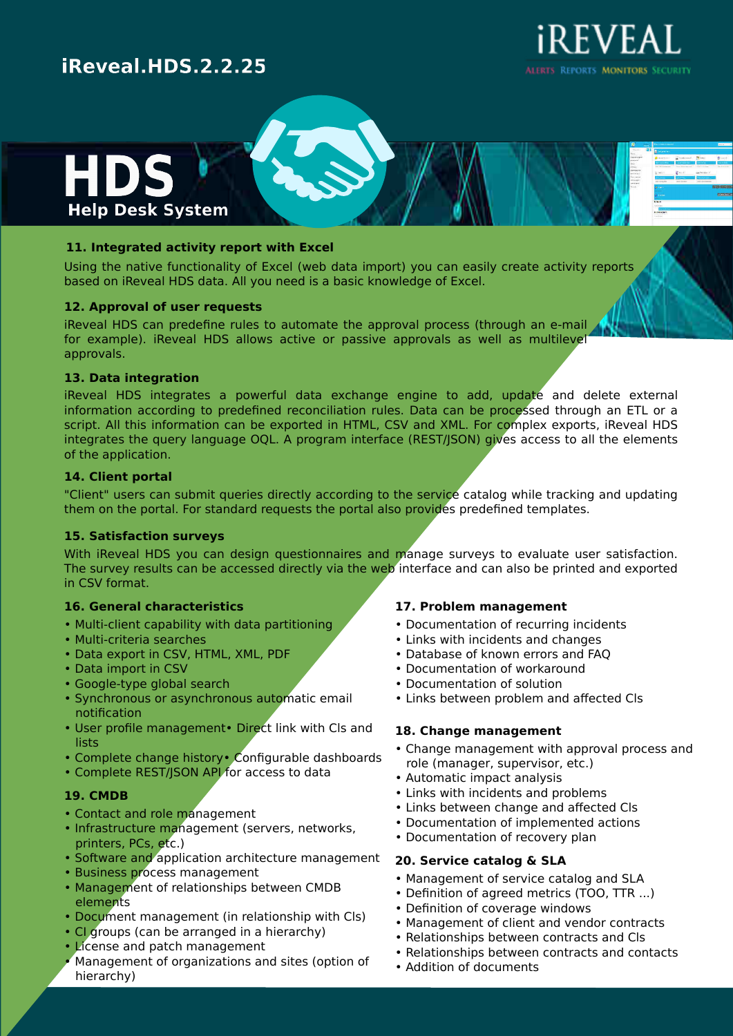iReveal.HDS.2.2.25

iREVEAL

ALERTS REPORTS MONITORS SECURITY

# HDS

Help Desk System

### 11. Integrated activity report with Excel

Using the native functionality of Excel (web data import) you can easily create activity reports based on iReveal HDS data. All you need is a basic knowledge of Excel.

### 12. Approval of user requests

iReveal HDS can predefine rules to automate the approval process (through an e-mail for example). iReveal HDS allows active or passive approvals as well as multilevel approvals.

### 13. Data integration

iReveal HDS integrates a powerful data exchange engine to add, update and delete external information according to predefined reconciliation rules. Data can be processed through an ETL or a script. All this information can be exported in HTML, CSV and XML. For complex exports, iReveal HDS integrates the query language OQL. A program interface (REST/JSON) gives access to all the elements of the application.

### 14. Client portal

"Client" users can submit queries directly according to the service catalog while tracking and updating them on the portal. For standard requests the portal also provides predefined templates.

### 15. Satisfaction surveys

With iReveal HDS you can design questionnaires and manage surveys to evaluate user satisfaction. The survey results can be accessed directly via the web interface and can also be printed and exported in CSV format.

### 16. General characteristics

- Multi-client capability with data partitioning
- Multi-criteria searches
- Data export in CSV, HTML, XML, PDF
- Data import in CSV
- Google-type global search
- Synchronous or asynchronous automatic email notification
- User profile management• Direct link with CIs and lists
- Complete change history• Configurable dashboards
- Complete REST/JSON API for access to data

### 19. CMDB

- Contact and role management
- Infrastructure management (servers, networks, printers, PCs, etc.)
- Software and application architecture management
- Business process management
- Management of relationships between CMDB elements
- Document management (in relationship with CIs)
- CI groups (can be arranged in a hierarchy)
- License and patch management
- Management of organizations and sites (option of hierarchy)

### 17. Problem management

- Documentation of recurring incidents
- Links with incidents and changes
- Database of known errors and FAQ
- Documentation of workaround
- Documentation of solution
- Links between problem and affected CIs

### 18. Change management

- Change management with approval process and role (manager, supervisor, etc.)
- Automatic impact analysis
- Links with incidents and problems
- Links between change and affected CIs
- Documentation of implemented actions
- Documentation of recovery plan

### 20. Service catalog & SLA

- Management of service catalog and SLA
- Definition of agreed metrics (TOO, TTR ...)
- Definition of coverage windows
- Management of client and vendor contracts
- Relationships between contracts and CIs
- Relationships between contracts and contacts
- Addition of documents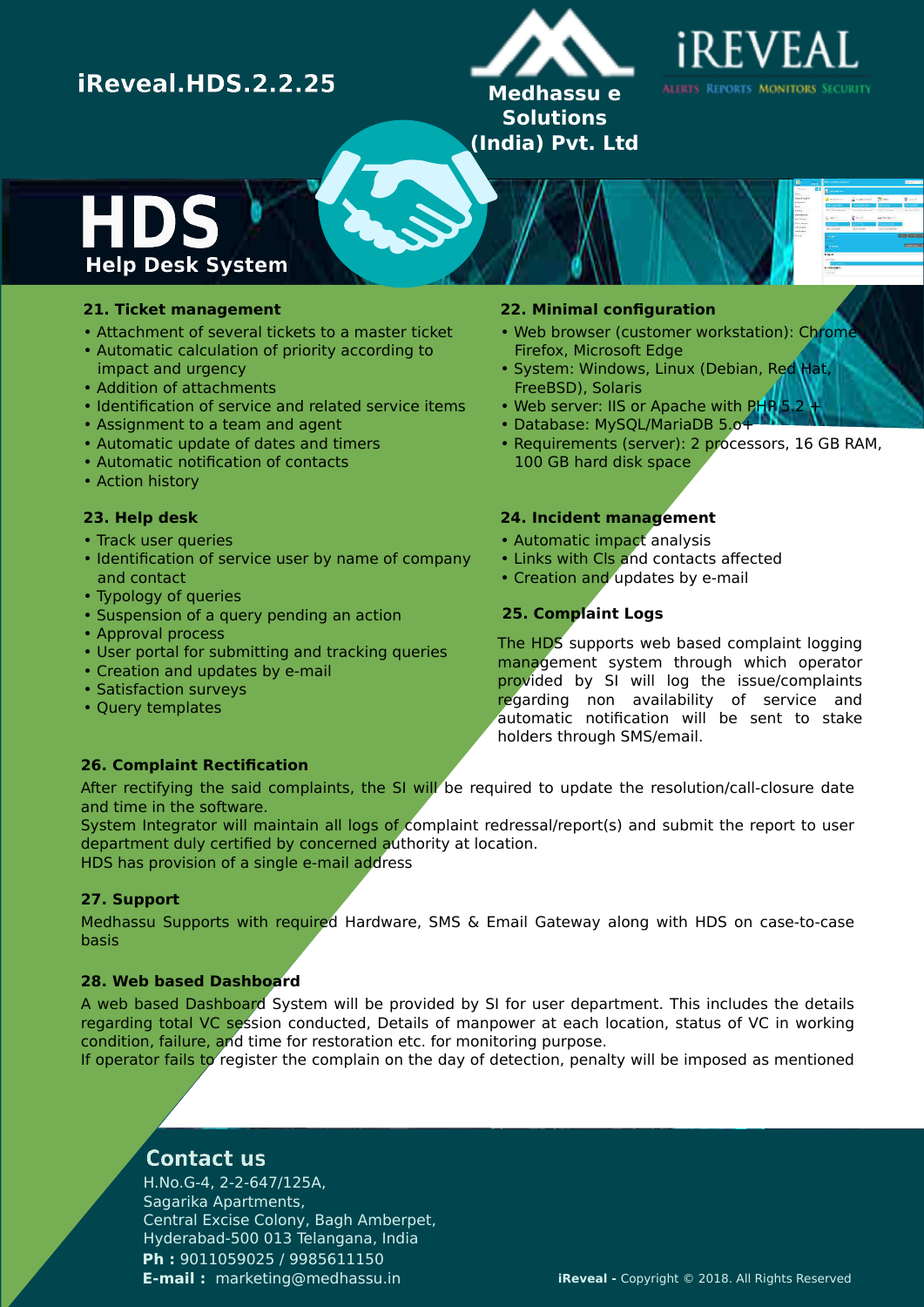# iReveal.HDS.2.2.25

Medhassu e Solutions (India) Pvt. Ltd

iREVEAL

ALERTS REPORTS MONITORS SECURITY

# HDS

## Help Desk System

### 21. Ticket management

- Attachment of several tickets to a master ticket
- Automatic calculation of priority according to impact and urgency
- Addition of attachments
- Identification of service and related service items
- Assignment to a team and agent
- Automatic update of dates and timers
- Automatic notification of contacts
- Action history

### 22. Minimal configuration

- Web browser (customer workstation): Chrome Firefox, Microsoft Edge
- System: Windows, Linux (Debian, Red Hat, FreeBSD), Solaris
- Web server: IIS or Apache with PHP 5.2 +
- Database: MySQL/MariaDB 5.0+
- Requirements (server): 2 processors, 16 GB RAM, 100 GB hard disk space

### 23. Help desk

- Track user queries
- Identification of service user by name of company and contact
- Typology of queries
- Suspension of a query pending an action
- Approval process
- User portal for submitting and tracking queries
- Creation and updates by e-mail
- Satisfaction surveys
- Query templates

### 24. Incident management

- Automatic impact analysis
- Links with CIs and contacts affected
- Creation and updates by e-mail

### 25. Complaint Logs

The HDS supports web based complaint logging management system through which operator provided by SI will log the issue/complaints regarding non availability of service and automatic notification will be sent to stake holders through SMS/email.

### 26. Complaint Rectification

After rectifying the said complaints, the SI will be required to update the resolution/call-closure date and time in the software.
System Integrator will maintain all logs of complaint redressal/report(s) and submit the report to user department duly certified by concerned authority at location.
HDS has provision of a single e-mail address

### 27. Support

Medhassu Supports with required Hardware, SMS & Email Gateway along with HDS on case-to-case basis

### 28. Web based Dashboard

A web based Dashboard System will be provided by SI for user department. This includes the details regarding total VC session conducted, Details of manpower at each location, status of VC in working condition, failure, and time for restoration etc. for monitoring purpose.
If operator fails to register the complain on the day of detection, penalty will be imposed as mentioned

## Contact us

H.No.G-4, 2-2-647/125A,
Sagarika Apartments,
Central Excise Colony, Bagh Amberpet,
Hyderabad-500 013 Telangana, India
**Ph :** 9011059025 / 9985611150
**E-mail :** marketing@medhassu.in

**iReveal -** Copyright © 2018. All Rights Reserved